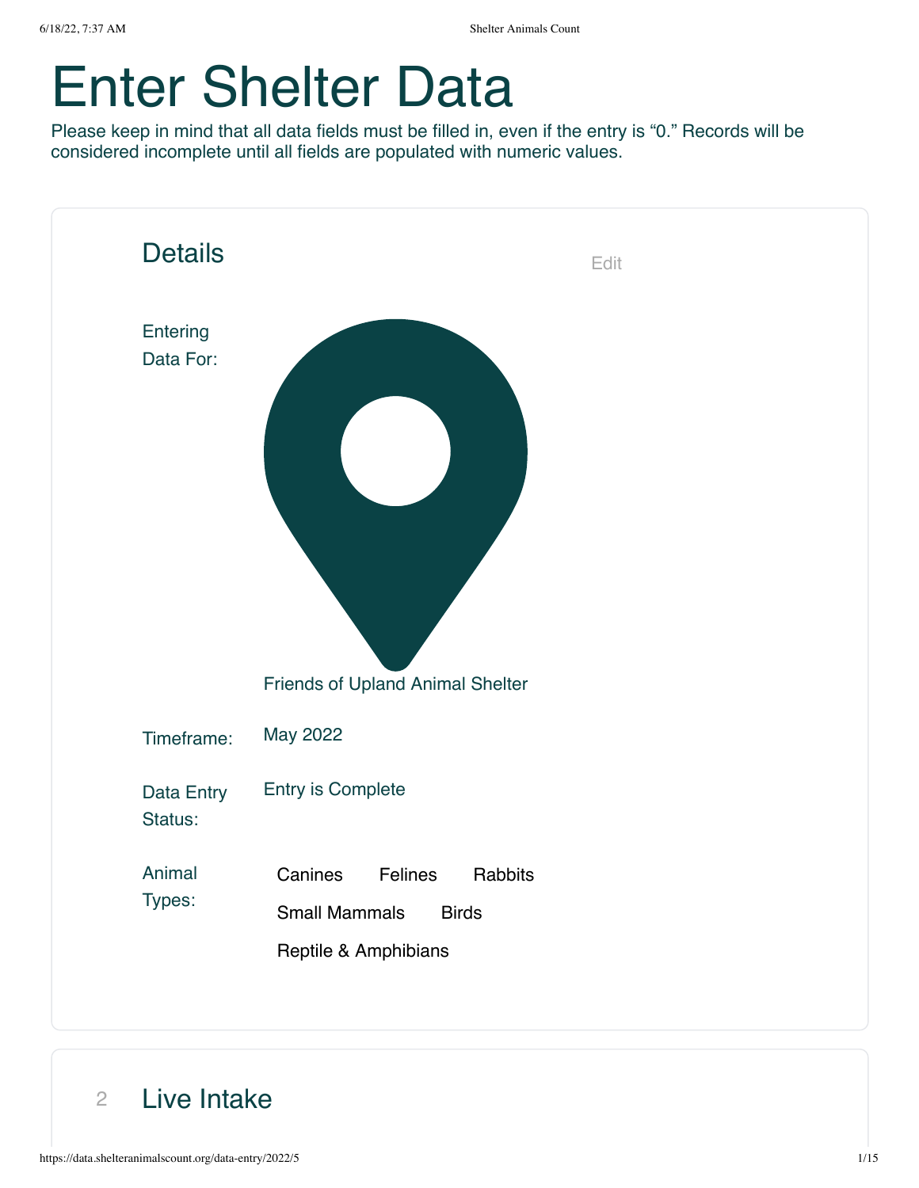# Enter Shelter Data

Please keep in mind that all data fields must be filled in, even if the entry is "0." Records will be considered incomplete until all fields are populated with numeric values.

## Details

Edit

Entering Data For: Friends of Upland Animal Shelter

Timeframe: May 2022

Data Entry Status: Entry is Complete

Animal Types: Canines Felines Rabbits Small Mammals Birds Reptile & Amphibians

## 2 Live Intake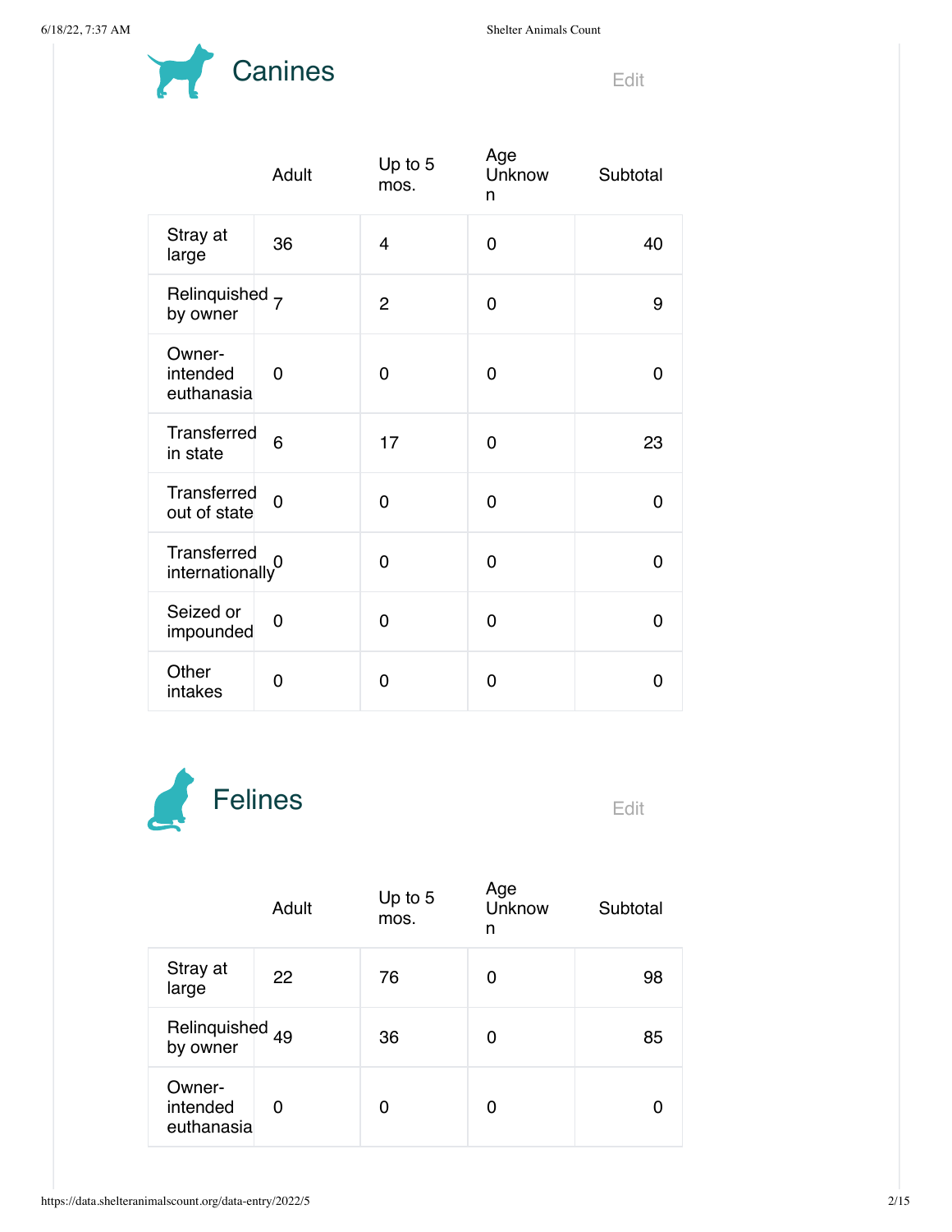## Canines

Edit

| | Adult | Up to 5 mos. | Age Unknown | Subtotal |
|---|---|---|---|---|
| Stray at large | 36 | 4 | 0 | 40 |
| Relinquished by owner | 7 | 2 | 0 | 9 |
| Owner-intended euthanasia | 0 | 0 | 0 | 0 |
| Transferred in state | 6 | 17 | 0 | 23 |
| Transferred out of state | 0 | 0 | 0 | 0 |
| Transferred internationally | 0 | 0 | 0 | 0 |
| Seized or impounded | 0 | 0 | 0 | 0 |
| Other intakes | 0 | 0 | 0 | 0 |

## Felines

Edit

| | Adult | Up to 5 mos. | Age Unknown | Subtotal |
|---|---|---|---|---|
| Stray at large | 22 | 76 | 0 | 98 |
| Relinquished by owner | 49 | 36 | 0 | 85 |
| Owner-intended euthanasia | 0 | 0 | 0 | 0 |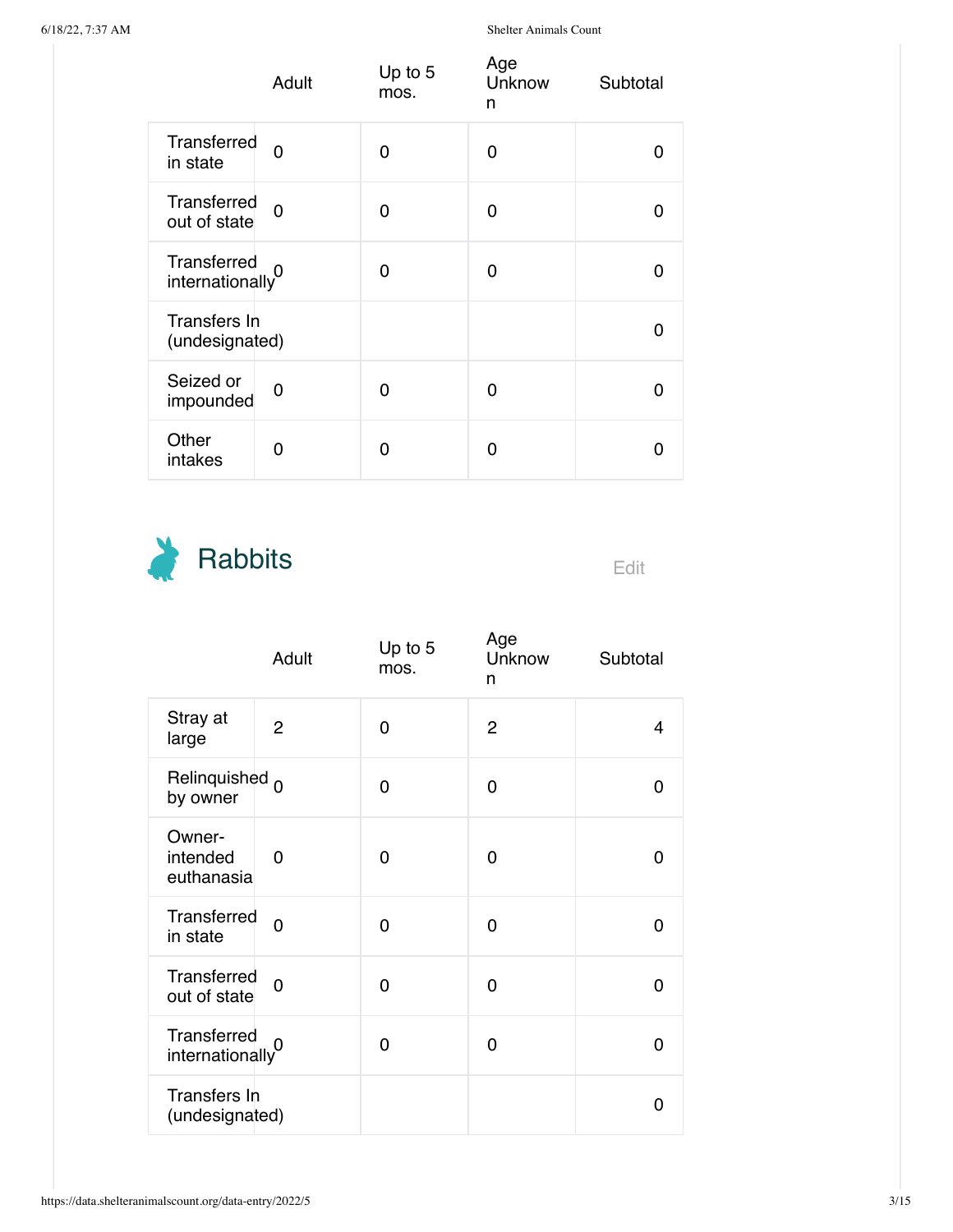| | Adult | Up to 5 mos. | Age Unknown | Subtotal |
|---|---|---|---|---|
| Transferred in state | 0 | 0 | 0 | 0 |
| Transferred out of state | 0 | 0 | 0 | 0 |
| Transferred internationally | 0 | 0 | 0 | 0 |
| Transfers In (undesignated) | | | | 0 |
| Seized or impounded | 0 | 0 | 0 | 0 |
| Other intakes | 0 | 0 | 0 | 0 |

## Rabbits

Edit

| | Adult | Up to 5 mos. | Age Unknown | Subtotal |
|---|---|---|---|---|
| Stray at large | 2 | 0 | 2 | 4 |
| Relinquished by owner | 0 | 0 | 0 | 0 |
| Owner-intended euthanasia | 0 | 0 | 0 | 0 |
| Transferred in state | 0 | 0 | 0 | 0 |
| Transferred out of state | 0 | 0 | 0 | 0 |
| Transferred internationally | 0 | 0 | 0 | 0 |
| Transfers In (undesignated) | | | | 0 |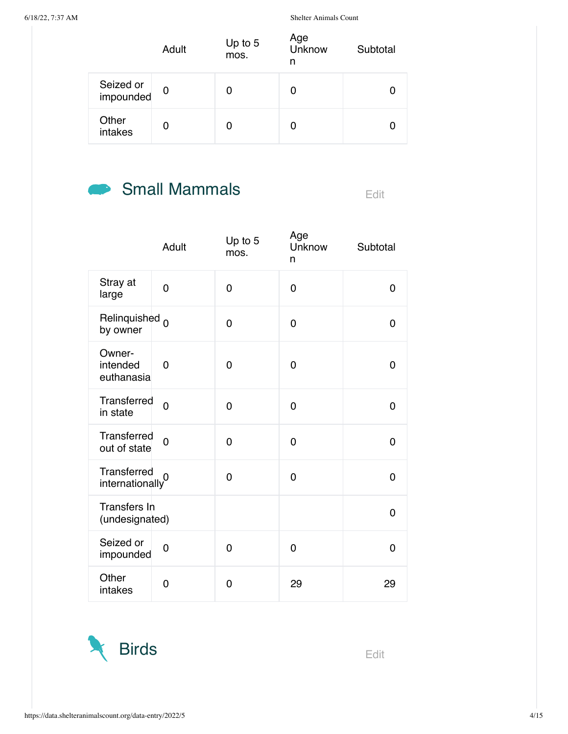| | Adult | Up to 5 mos. | Age Unknown | Subtotal |
|---|---|---|---|---|
| Seized or impounded | 0 | 0 | 0 | 0 |
| Other intakes | 0 | 0 | 0 | 0 |

## Small Mammals

Edit

| | Adult | Up to 5 mos. | Age Unknown | Subtotal |
|---|---|---|---|---|
| Stray at large | 0 | 0 | 0 | 0 |
| Relinquished by owner | 0 | 0 | 0 | 0 |
| Owner-intended euthanasia | 0 | 0 | 0 | 0 |
| Transferred in state | 0 | 0 | 0 | 0 |
| Transferred out of state | 0 | 0 | 0 | 0 |
| Transferred internationally | 0 | 0 | 0 | 0 |
| Transfers In (undesignated) | | | | 0 |
| Seized or impounded | 0 | 0 | 0 | 0 |
| Other intakes | 0 | 0 | 29 | 29 |

## Birds

Edit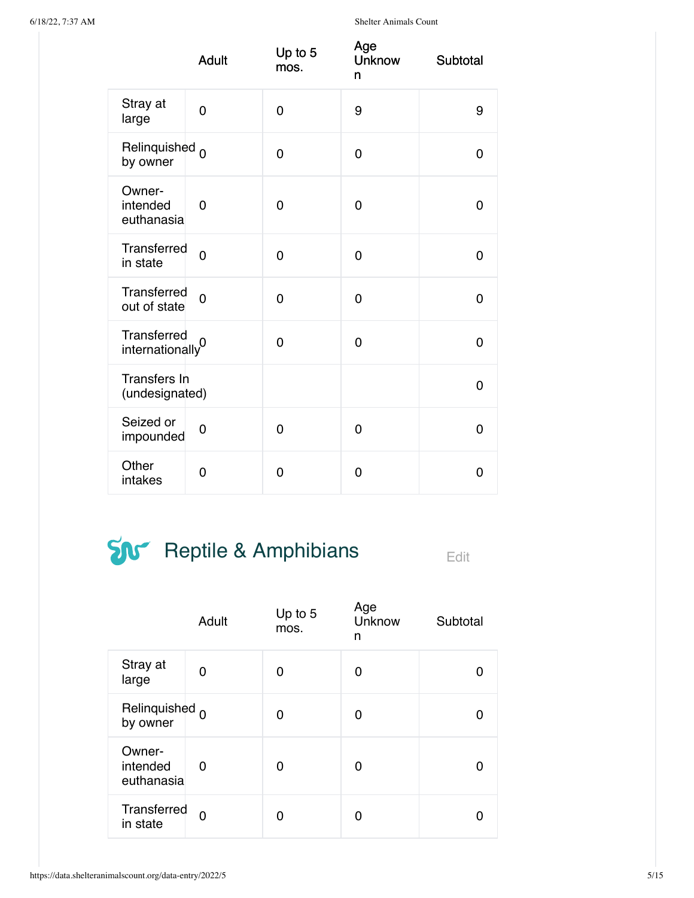| | Adult | Up to 5 mos. | Age Unknown | Subtotal |
|---|---|---|---|---|
| Stray at large | 0 | 0 | 9 | 9 |
| Relinquished by owner | 0 | 0 | 0 | 0 |
| Owner-intended euthanasia | 0 | 0 | 0 | 0 |
| Transferred in state | 0 | 0 | 0 | 0 |
| Transferred out of state | 0 | 0 | 0 | 0 |
| Transferred internationally | 0 | 0 | 0 | 0 |
| Transfers In (undesignated) | | | | 0 |
| Seized or impounded | 0 | 0 | 0 | 0 |
| Other intakes | 0 | 0 | 0 | 0 |

## Reptile & Amphibians

Edit

| | Adult | Up to 5 mos. | Age Unknown | Subtotal |
|---|---|---|---|---|
| Stray at large | 0 | 0 | 0 | 0 |
| Relinquished by owner | 0 | 0 | 0 | 0 |
| Owner-intended euthanasia | 0 | 0 | 0 | 0 |
| Transferred in state | 0 | 0 | 0 | 0 |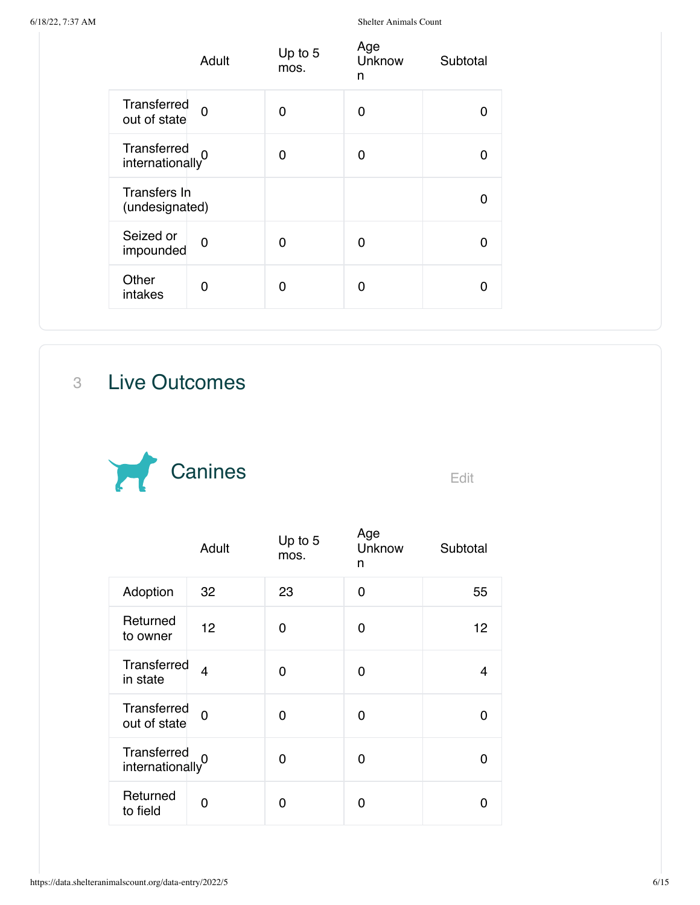| | Adult | Up to 5 mos. | Age Unknown | Subtotal |
|---|---|---|---|---|
| Transferred out of state | 0 | 0 | 0 | 0 |
| Transferred internationally | 0 | 0 | 0 | 0 |
| Transfers In (undesignated) | | | | 0 |
| Seized or impounded | 0 | 0 | 0 | 0 |
| Other intakes | 0 | 0 | 0 | 0 |

## 3 Live Outcomes

### Canines

Edit

| | Adult | Up to 5 mos. | Age Unknown | Subtotal |
|---|---|---|---|---|
| Adoption | 32 | 23 | 0 | 55 |
| Returned to owner | 12 | 0 | 0 | 12 |
| Transferred in state | 4 | 0 | 0 | 4 |
| Transferred out of state | 0 | 0 | 0 | 0 |
| Transferred internationally | 0 | 0 | 0 | 0 |
| Returned to field | 0 | 0 | 0 | 0 |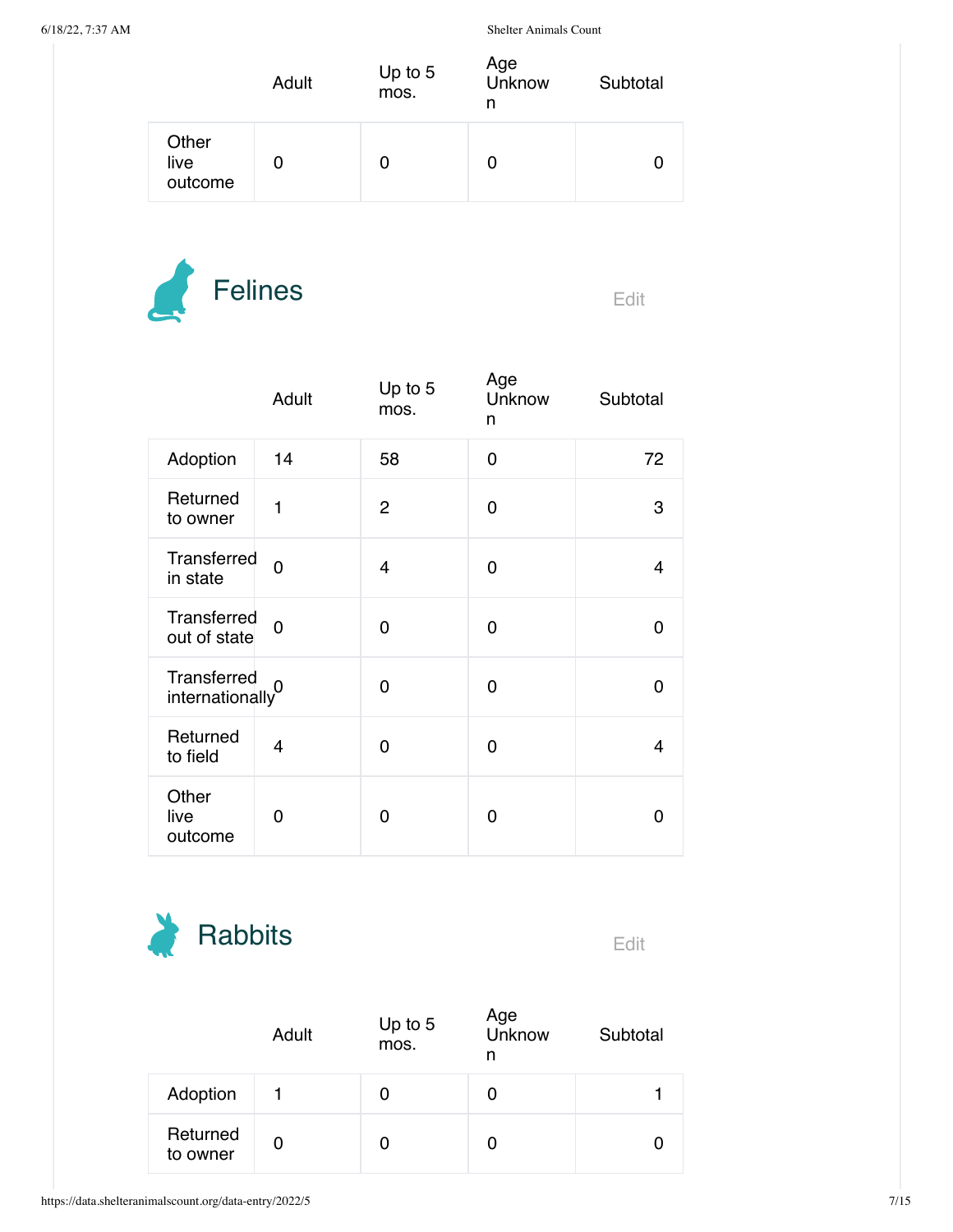| | Adult | Up to 5 mos. | Age Unknown | Subtotal |
|---|---|---|---|---|
| Other live outcome | 0 | 0 | 0 | 0 |

## Felines

Edit

| | Adult | Up to 5 mos. | Age Unknown | Subtotal |
|---|---|---|---|---|
| Adoption | 14 | 58 | 0 | 72 |
| Returned to owner | 1 | 2 | 0 | 3 |
| Transferred in state | 0 | 4 | 0 | 4 |
| Transferred out of state | 0 | 0 | 0 | 0 |
| Transferred internationally | 0 | 0 | 0 | 0 |
| Returned to field | 4 | 0 | 0 | 4 |
| Other live outcome | 0 | 0 | 0 | 0 |

## Rabbits

Edit

| | Adult | Up to 5 mos. | Age Unknown | Subtotal |
|---|---|---|---|---|
| Adoption | 1 | 0 | 0 | 1 |
| Returned to owner | 0 | 0 | 0 | 0 |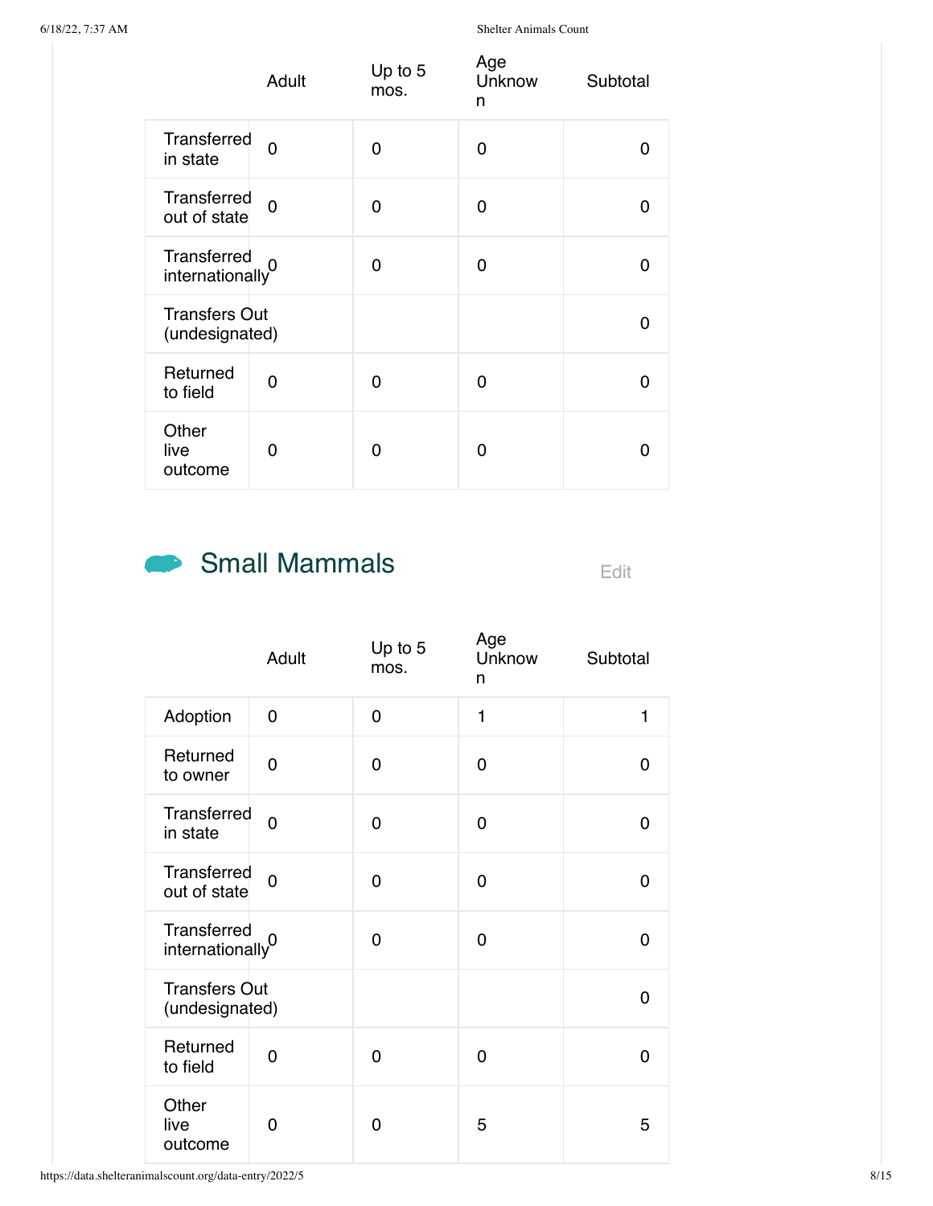| | Adult | Up to 5 mos. | Age Unknown | Subtotal |
|---|---|---|---|---|
| Transferred in state | 0 | 0 | 0 | 0 |
| Transferred out of state | 0 | 0 | 0 | 0 |
| Transferred internationally | 0 | 0 | 0 | 0 |
| Transfers Out (undesignated) | | | | 0 |
| Returned to field | 0 | 0 | 0 | 0 |
| Other live outcome | 0 | 0 | 0 | 0 |

## Small Mammals

Edit

| | Adult | Up to 5 mos. | Age Unknown | Subtotal |
|---|---|---|---|---|
| Adoption | 0 | 0 | 1 | 1 |
| Returned to owner | 0 | 0 | 0 | 0 |
| Transferred in state | 0 | 0 | 0 | 0 |
| Transferred out of state | 0 | 0 | 0 | 0 |
| Transferred internationally | 0 | 0 | 0 | 0 |
| Transfers Out (undesignated) | | | | 0 |
| Returned to field | 0 | 0 | 0 | 0 |
| Other live outcome | 0 | 0 | 5 | 5 |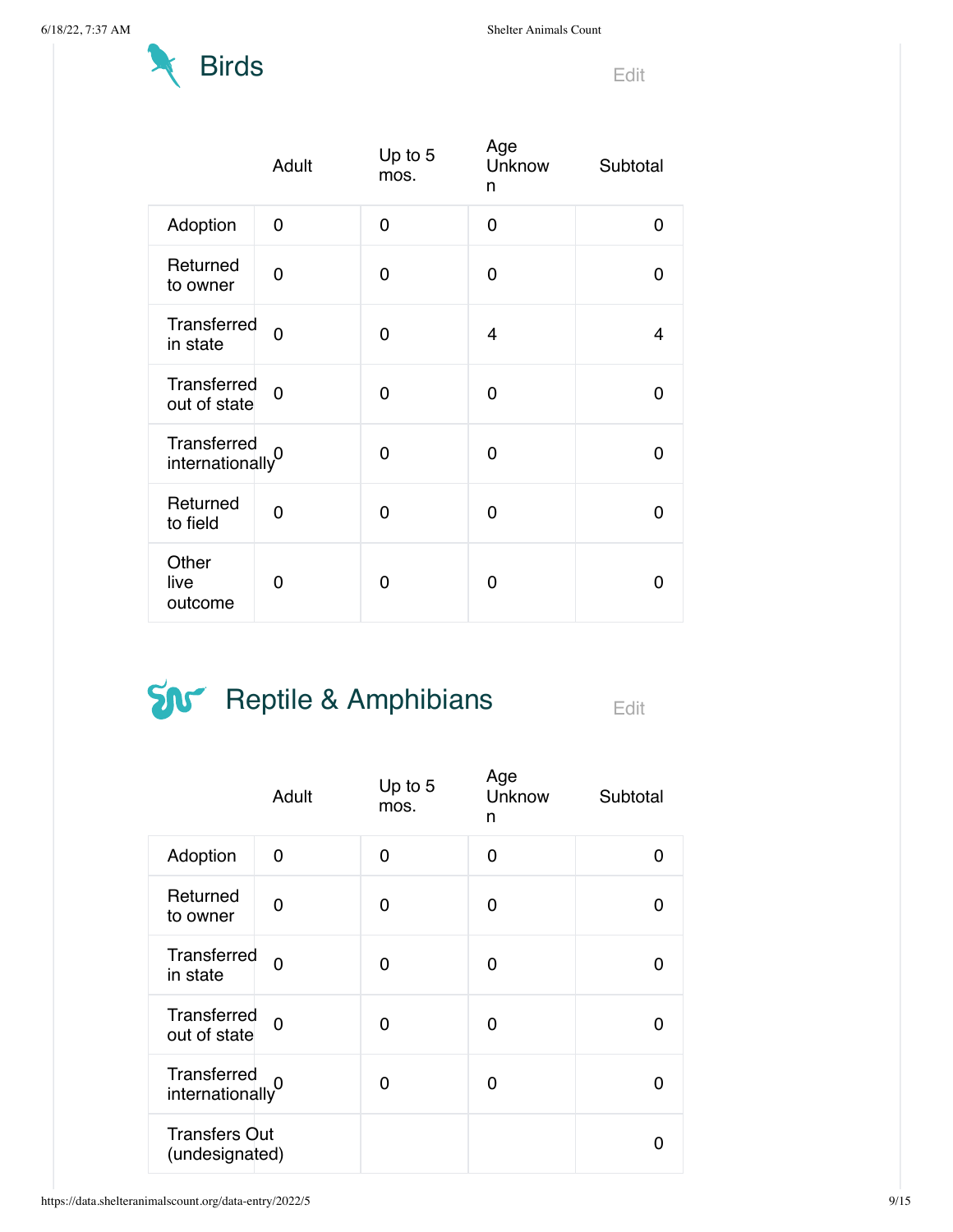## Birds

Edit

| | Adult | Up to 5 mos. | Age Unknown | Subtotal |
|---|---|---|---|---|
| Adoption | 0 | 0 | 0 | 0 |
| Returned to owner | 0 | 0 | 0 | 0 |
| Transferred in state | 0 | 0 | 4 | 4 |
| Transferred out of state | 0 | 0 | 0 | 0 |
| Transferred internationally | 0 | 0 | 0 | 0 |
| Returned to field | 0 | 0 | 0 | 0 |
| Other live outcome | 0 | 0 | 0 | 0 |

## Reptile & Amphibians

Edit

| | Adult | Up to 5 mos. | Age Unknown | Subtotal |
|---|---|---|---|---|
| Adoption | 0 | 0 | 0 | 0 |
| Returned to owner | 0 | 0 | 0 | 0 |
| Transferred in state | 0 | 0 | 0 | 0 |
| Transferred out of state | 0 | 0 | 0 | 0 |
| Transferred internationally | 0 | 0 | 0 | 0 |
| Transfers Out (undesignated) | | | | 0 |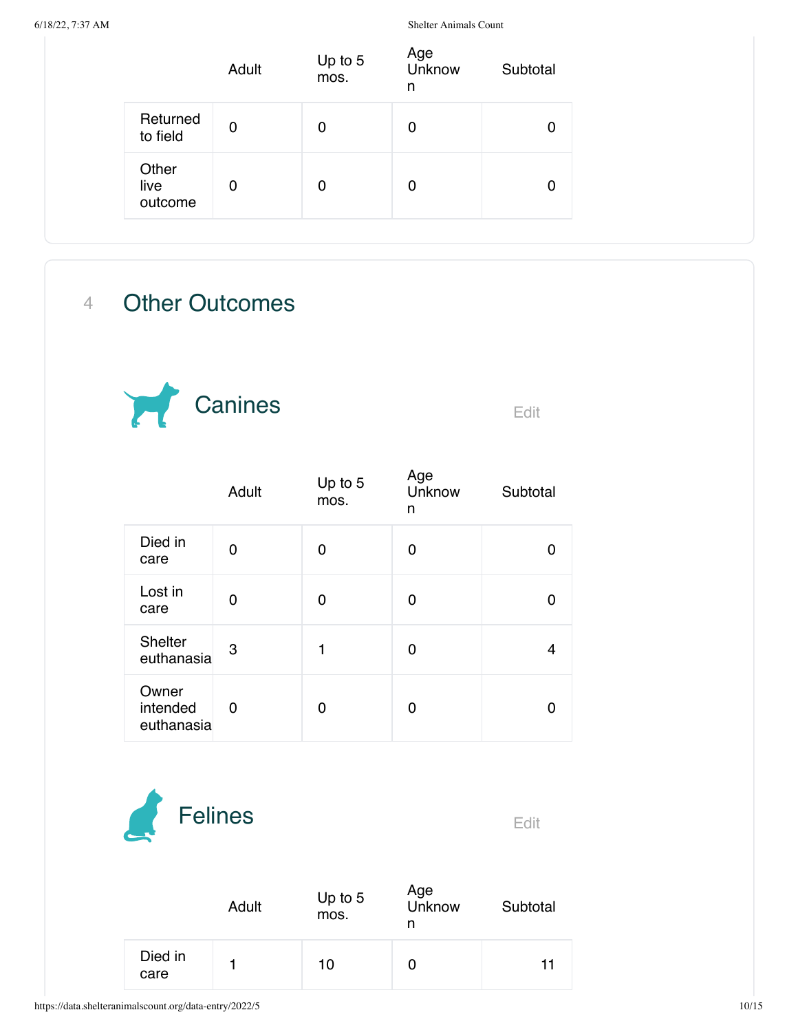| | Adult | Up to 5 mos. | Age Unknown | Subtotal |
|---|---|---|---|---|
| Returned to field | 0 | 0 | 0 | 0 |
| Other live outcome | 0 | 0 | 0 | 0 |

## 4 Other Outcomes

### Canines

Edit

| | Adult | Up to 5 mos. | Age Unknown | Subtotal |
|---|---|---|---|---|
| Died in care | 0 | 0 | 0 | 0 |
| Lost in care | 0 | 0 | 0 | 0 |
| Shelter euthanasia | 3 | 1 | 0 | 4 |
| Owner intended euthanasia | 0 | 0 | 0 | 0 |

### Felines

Edit

| | Adult | Up to 5 mos. | Age Unknown | Subtotal |
|---|---|---|---|---|
| Died in care | 1 | 10 | 0 | 11 |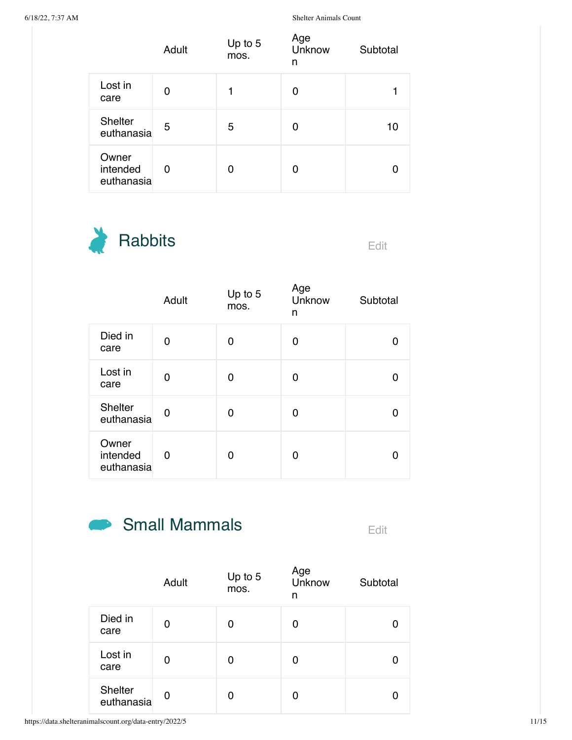| | Adult | Up to 5 mos. | Age Unknown | Subtotal |
|---|---|---|---|---|
| Lost in care | 0 | 1 | 0 | 1 |
| Shelter euthanasia | 5 | 5 | 0 | 10 |
| Owner intended euthanasia | 0 | 0 | 0 | 0 |

## Rabbits

Edit

| | Adult | Up to 5 mos. | Age Unknown | Subtotal |
|---|---|---|---|---|
| Died in care | 0 | 0 | 0 | 0 |
| Lost in care | 0 | 0 | 0 | 0 |
| Shelter euthanasia | 0 | 0 | 0 | 0 |
| Owner intended euthanasia | 0 | 0 | 0 | 0 |

## Small Mammals

Edit

| | Adult | Up to 5 mos. | Age Unknown | Subtotal |
|---|---|---|---|---|
| Died in care | 0 | 0 | 0 | 0 |
| Lost in care | 0 | 0 | 0 | 0 |
| Shelter euthanasia | 0 | 0 | 0 | 0 |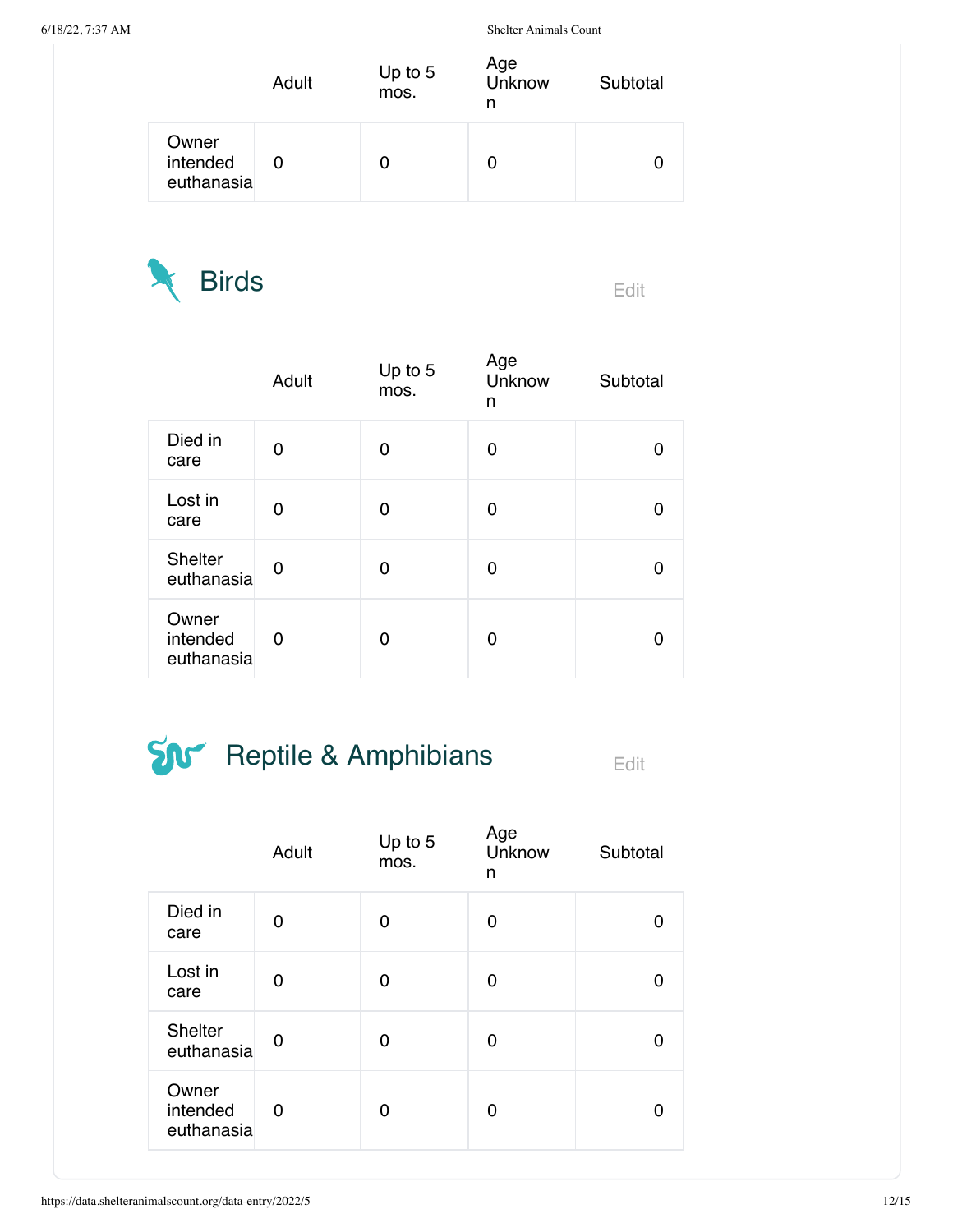| | Adult | Up to 5 mos. | Age Unknown | Subtotal |
|---|---|---|---|---|
| Owner intended euthanasia | 0 | 0 | 0 | 0 |

## Birds

Edit

| | Adult | Up to 5 mos. | Age Unknown | Subtotal |
|---|---|---|---|---|
| Died in care | 0 | 0 | 0 | 0 |
| Lost in care | 0 | 0 | 0 | 0 |
| Shelter euthanasia | 0 | 0 | 0 | 0 |
| Owner intended euthanasia | 0 | 0 | 0 | 0 |

## Reptile & Amphibians

Edit

| | Adult | Up to 5 mos. | Age Unknown | Subtotal |
|---|---|---|---|---|
| Died in care | 0 | 0 | 0 | 0 |
| Lost in care | 0 | 0 | 0 | 0 |
| Shelter euthanasia | 0 | 0 | 0 | 0 |
| Owner intended euthanasia | 0 | 0 | 0 | 0 |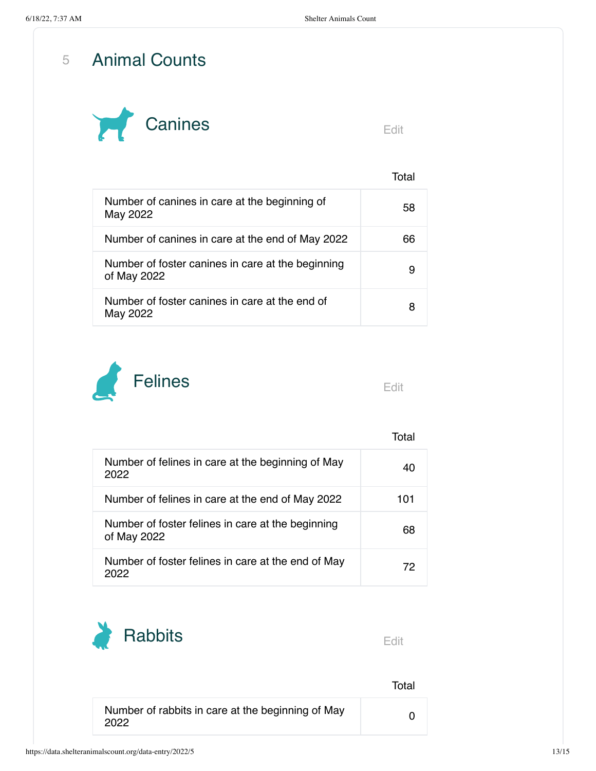## 5 Animal Counts

### Canines

Edit

| | Total |
|---|---|
| Number of canines in care at the beginning of May 2022 | 58 |
| Number of canines in care at the end of May 2022 | 66 |
| Number of foster canines in care at the beginning of May 2022 | 9 |
| Number of foster canines in care at the end of May 2022 | 8 |

### Felines

Edit

| | Total |
|---|---|
| Number of felines in care at the beginning of May 2022 | 40 |
| Number of felines in care at the end of May 2022 | 101 |
| Number of foster felines in care at the beginning of May 2022 | 68 |
| Number of foster felines in care at the end of May 2022 | 72 |

### Rabbits

Edit

| | Total |
|---|---|
| Number of rabbits in care at the beginning of May 2022 | 0 |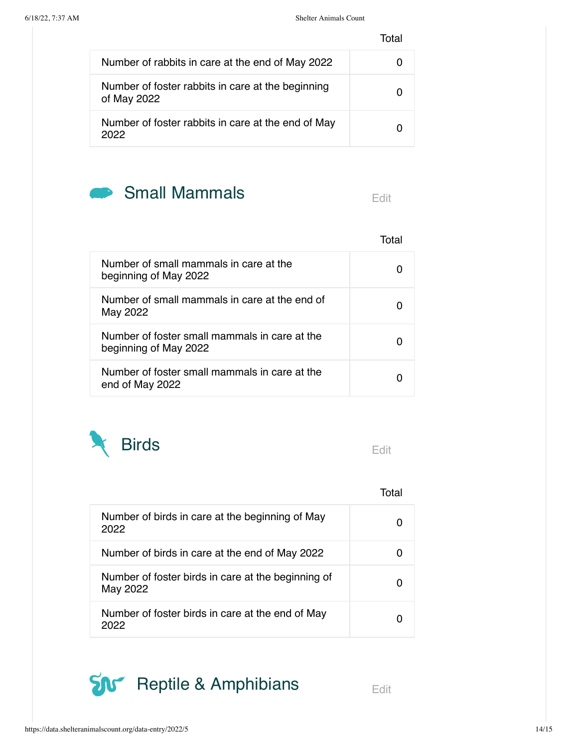| | Total |
|---|---|
| Number of rabbits in care at the end of May 2022 | 0 |
| Number of foster rabbits in care at the beginning of May 2022 | 0 |
| Number of foster rabbits in care at the end of May 2022 | 0 |

## Small Mammals

Edit

| | Total |
|---|---|
| Number of small mammals in care at the beginning of May 2022 | 0 |
| Number of small mammals in care at the end of May 2022 | 0 |
| Number of foster small mammals in care at the beginning of May 2022 | 0 |
| Number of foster small mammals in care at the end of May 2022 | 0 |

## Birds

Edit

| | Total |
|---|---|
| Number of birds in care at the beginning of May 2022 | 0 |
| Number of birds in care at the end of May 2022 | 0 |
| Number of foster birds in care at the beginning of May 2022 | 0 |
| Number of foster birds in care at the end of May 2022 | 0 |

## Reptile & Amphibians

Edit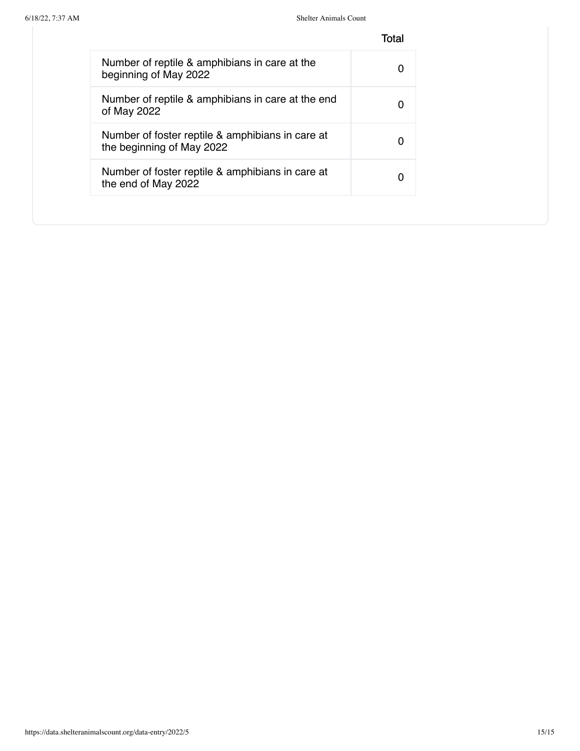| | Total |
|---|---|
| Number of reptile & amphibians in care at the beginning of May 2022 | 0 |
| Number of reptile & amphibians in care at the end of May 2022 | 0 |
| Number of foster reptile & amphibians in care at the beginning of May 2022 | 0 |
| Number of foster reptile & amphibians in care at the end of May 2022 | 0 |